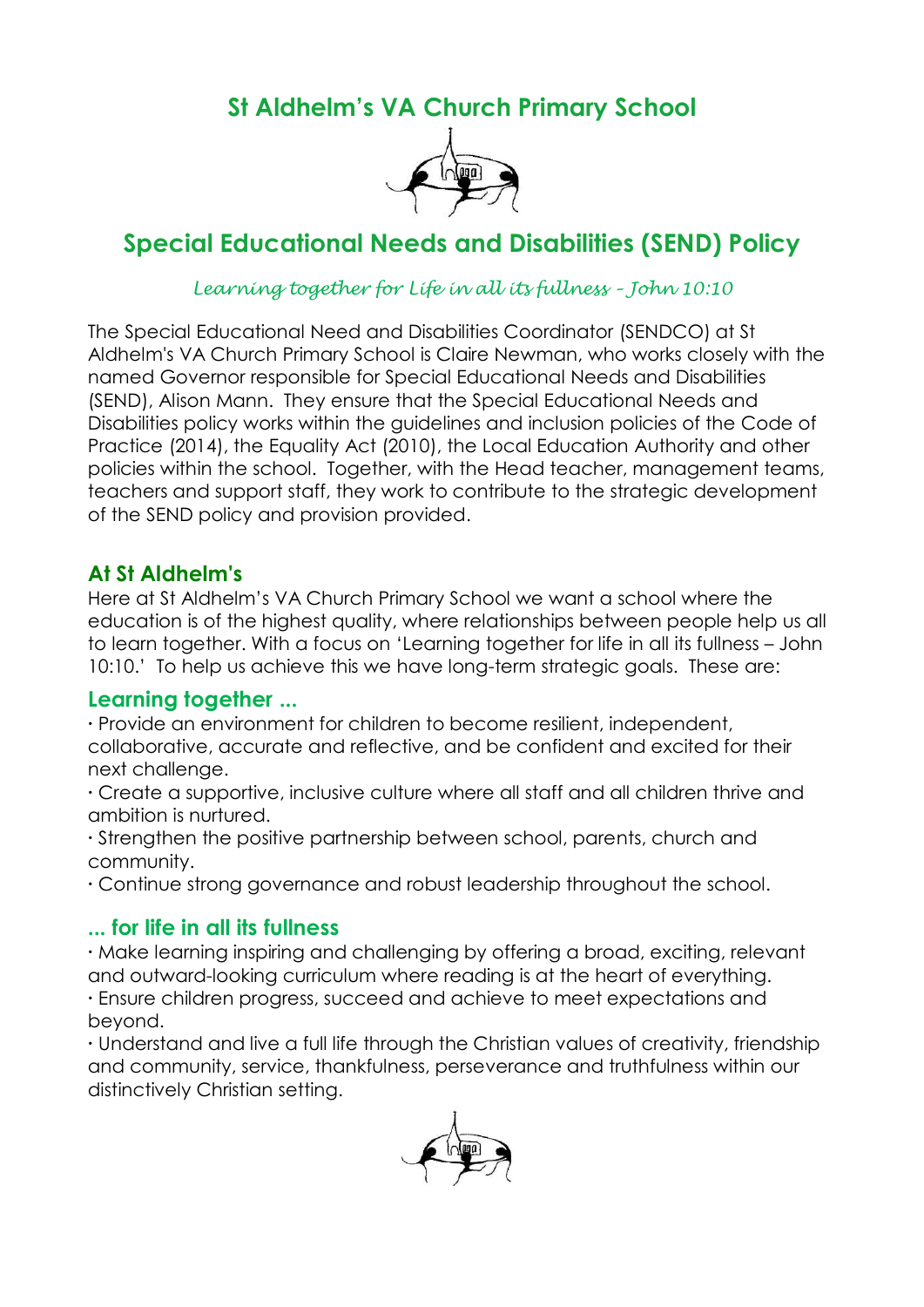# St Aldhelm's VA Church Primary School

## Special Educational Needs and Disabilities (SEND) Policy

*Learning together for Life in all its fullness – John 10:10*

The Special Educational Need and Disabilities Coordinator (SENDCO) at St Aldhelm's VA Church Primary School is Claire Newman, who works closely with the named Governor responsible for Special Educational Needs and Disabilities (SEND), Alison Mann. They ensure that the Special Educational Needs and Disabilities policy works within the guidelines and inclusion policies of the Code of Practice (2014), the Equality Act (2010), the Local Education Authority and other policies within the school. Together, with the Head teacher, management teams, teachers and support staff, they work to contribute to the strategic development of the SEND policy and provision provided.

### At St Aldhelm's

Here at St Aldhelm's VA Church Primary School we want a school where the education is of the highest quality, where relationships between people help us all to learn together. With a focus on 'Learning together for life in all its fullness – John 10:10.' To help us achieve this we have long-term strategic goals. These are:

### Learning together ...

- Provide an environment for children to become resilient, independent, collaborative, accurate and reflective, and be confident and excited for their next challenge.
- Create a supportive, inclusive culture where all staff and all children thrive and ambition is nurtured.
- Strengthen the positive partnership between school, parents, church and community.
- Continue strong governance and robust leadership throughout the school.

### ... for life in all its fullness

- Make learning inspiring and challenging by offering a broad, exciting, relevant and outward-looking curriculum where reading is at the heart of everything.
- Ensure children progress, succeed and achieve to meet expectations and beyond.
- Understand and live a full life through the Christian values of creativity, friendship and community, service, thankfulness, perseverance and truthfulness within our distinctively Christian setting.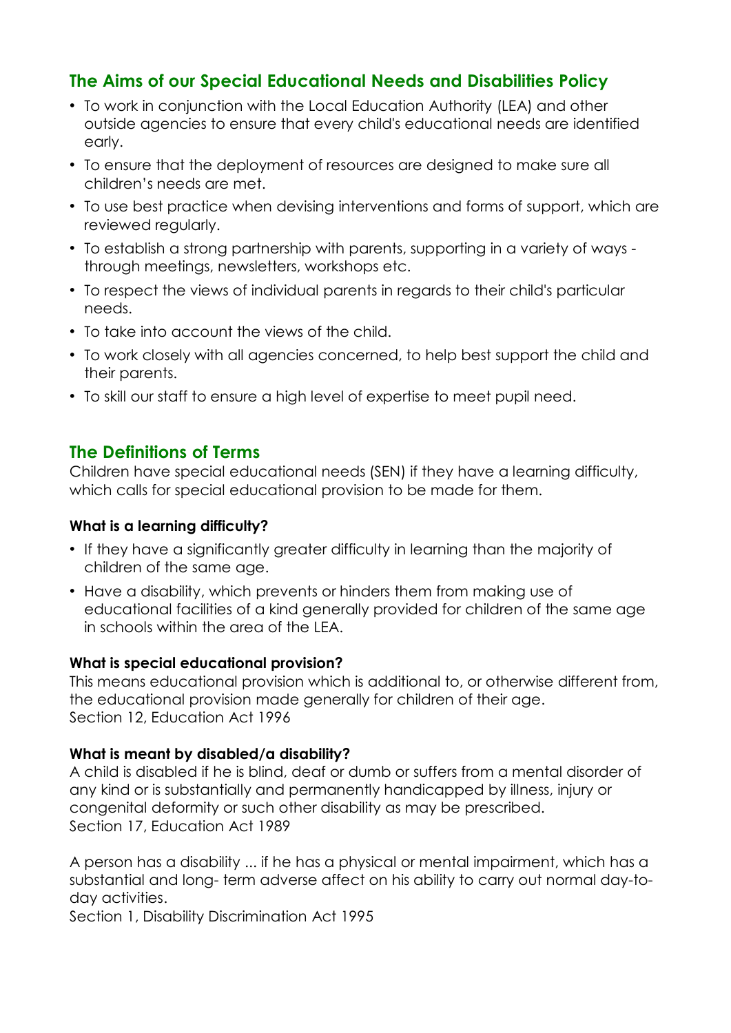## The Aims of our Special Educational Needs and Disabilities Policy

- To work in conjunction with the Local Education Authority (LEA) and other outside agencies to ensure that every child's educational needs are identified early.
- To ensure that the deployment of resources are designed to make sure all children's needs are met.
- To use best practice when devising interventions and forms of support, which are reviewed regularly.
- To establish a strong partnership with parents, supporting in a variety of ways - through meetings, newsletters, workshops etc.
- To respect the views of individual parents in regards to their child's particular needs.
- To take into account the views of the child.
- To work closely with all agencies concerned, to help best support the child and their parents.
- To skill our staff to ensure a high level of expertise to meet pupil need.

## The Definitions of Terms

Children have special educational needs (SEN) if they have a learning difficulty, which calls for special educational provision to be made for them.

**What is a learning difficulty?**

- If they have a significantly greater difficulty in learning than the majority of children of the same age.
- Have a disability, which prevents or hinders them from making use of educational facilities of a kind generally provided for children of the same age in schools within the area of the LEA.

**What is special educational provision?**

This means educational provision which is additional to, or otherwise different from, the educational provision made generally for children of their age.
Section 12, Education Act 1996

**What is meant by disabled/a disability?**

A child is disabled if he is blind, deaf or dumb or suffers from a mental disorder of any kind or is substantially and permanently handicapped by illness, injury or congenital deformity or such other disability as may be prescribed.
Section 17, Education Act 1989

A person has a disability ... if he has a physical or mental impairment, which has a substantial and long- term adverse affect on his ability to carry out normal day-to-day activities.
Section 1, Disability Discrimination Act 1995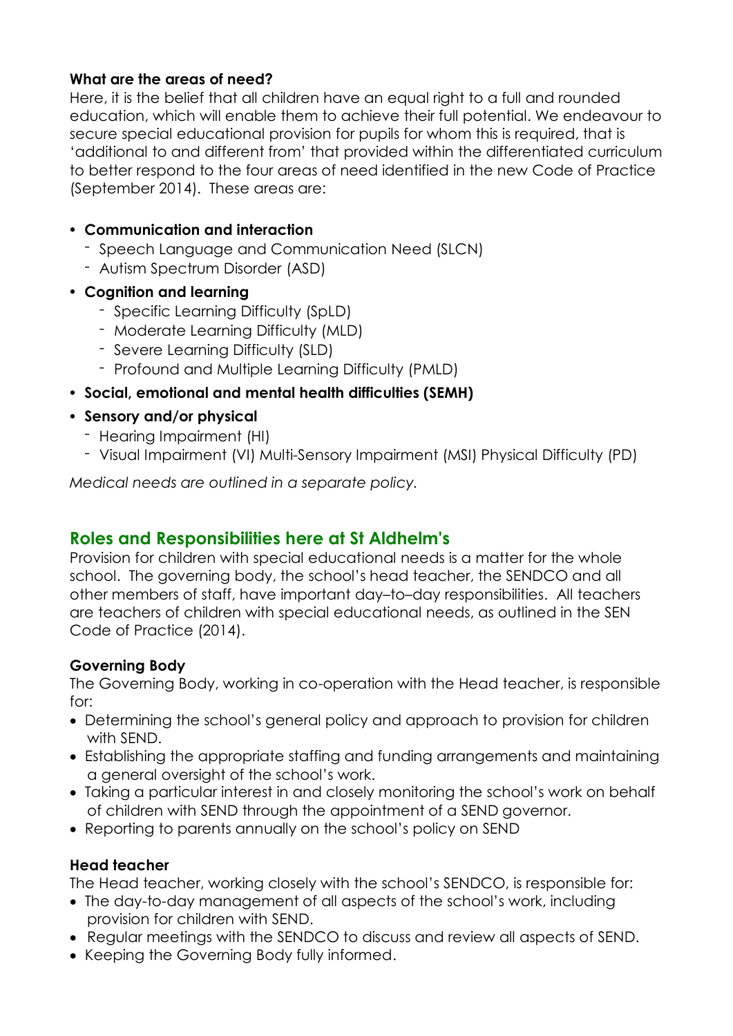**What are the areas of need?**

Here, it is the belief that all children have an equal right to a full and rounded education, which will enable them to achieve their full potential. We endeavour to secure special educational provision for pupils for whom this is required, that is 'additional to and different from' that provided within the differentiated curriculum to better respond to the four areas of need identified in the new Code of Practice (September 2014). These areas are:

- **Communication and interaction**
  - Speech Language and Communication Need (SLCN)
  - Autism Spectrum Disorder (ASD)
- **Cognition and learning**
  - Specific Learning Difficulty (SpLD)
  - Moderate Learning Difficulty (MLD)
  - Severe Learning Difficulty (SLD)
  - Profound and Multiple Learning Difficulty (PMLD)
- **Social, emotional and mental health difficulties (SEMH)**
- **Sensory and/or physical**
  - Hearing Impairment (HI)
  - Visual Impairment (VI) Multi-Sensory Impairment (MSI) Physical Difficulty (PD)

*Medical needs are outlined in a separate policy.*

## Roles and Responsibilities here at St Aldhelm's

Provision for children with special educational needs is a matter for the whole school. The governing body, the school's head teacher, the SENDCO and all other members of staff, have important day–to–day responsibilities. All teachers are teachers of children with special educational needs, as outlined in the SEN Code of Practice (2014).

**Governing Body**

The Governing Body, working in co-operation with the Head teacher, is responsible for:

- Determining the school's general policy and approach to provision for children with SEND.
- Establishing the appropriate staffing and funding arrangements and maintaining a general oversight of the school's work.
- Taking a particular interest in and closely monitoring the school's work on behalf of children with SEND through the appointment of a SEND governor.
- Reporting to parents annually on the school's policy on SEND

**Head teacher**

The Head teacher, working closely with the school's SENDCO, is responsible for:

- The day-to-day management of all aspects of the school's work, including provision for children with SEND.
- Regular meetings with the SENDCO to discuss and review all aspects of SEND.
- Keeping the Governing Body fully informed.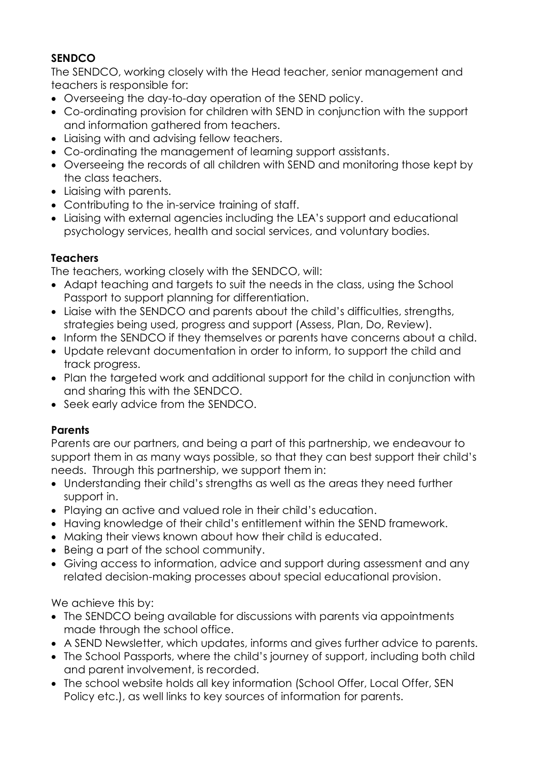**SENDCO**

The SENDCO, working closely with the Head teacher, senior management and teachers is responsible for:

- Overseeing the day-to-day operation of the SEND policy.
- Co-ordinating provision for children with SEND in conjunction with the support and information gathered from teachers.
- Liaising with and advising fellow teachers.
- Co-ordinating the management of learning support assistants.
- Overseeing the records of all children with SEND and monitoring those kept by the class teachers.
- Liaising with parents.
- Contributing to the in-service training of staff.
- Liaising with external agencies including the LEA's support and educational psychology services, health and social services, and voluntary bodies.

**Teachers**

The teachers, working closely with the SENDCO, will:

- Adapt teaching and targets to suit the needs in the class, using the School Passport to support planning for differentiation.
- Liaise with the SENDCO and parents about the child's difficulties, strengths, strategies being used, progress and support (Assess, Plan, Do, Review).
- Inform the SENDCO if they themselves or parents have concerns about a child.
- Update relevant documentation in order to inform, to support the child and track progress.
- Plan the targeted work and additional support for the child in conjunction with and sharing this with the SENDCO.
- Seek early advice from the SENDCO.

**Parents**

Parents are our partners, and being a part of this partnership, we endeavour to support them in as many ways possible, so that they can best support their child's needs. Through this partnership, we support them in:

- Understanding their child's strengths as well as the areas they need further support in.
- Playing an active and valued role in their child's education.
- Having knowledge of their child's entitlement within the SEND framework.
- Making their views known about how their child is educated.
- Being a part of the school community.
- Giving access to information, advice and support during assessment and any related decision-making processes about special educational provision.

We achieve this by:

- The SENDCO being available for discussions with parents via appointments made through the school office.
- A SEND Newsletter, which updates, informs and gives further advice to parents.
- The School Passports, where the child's journey of support, including both child and parent involvement, is recorded.
- The school website holds all key information (School Offer, Local Offer, SEN Policy etc.), as well links to key sources of information for parents.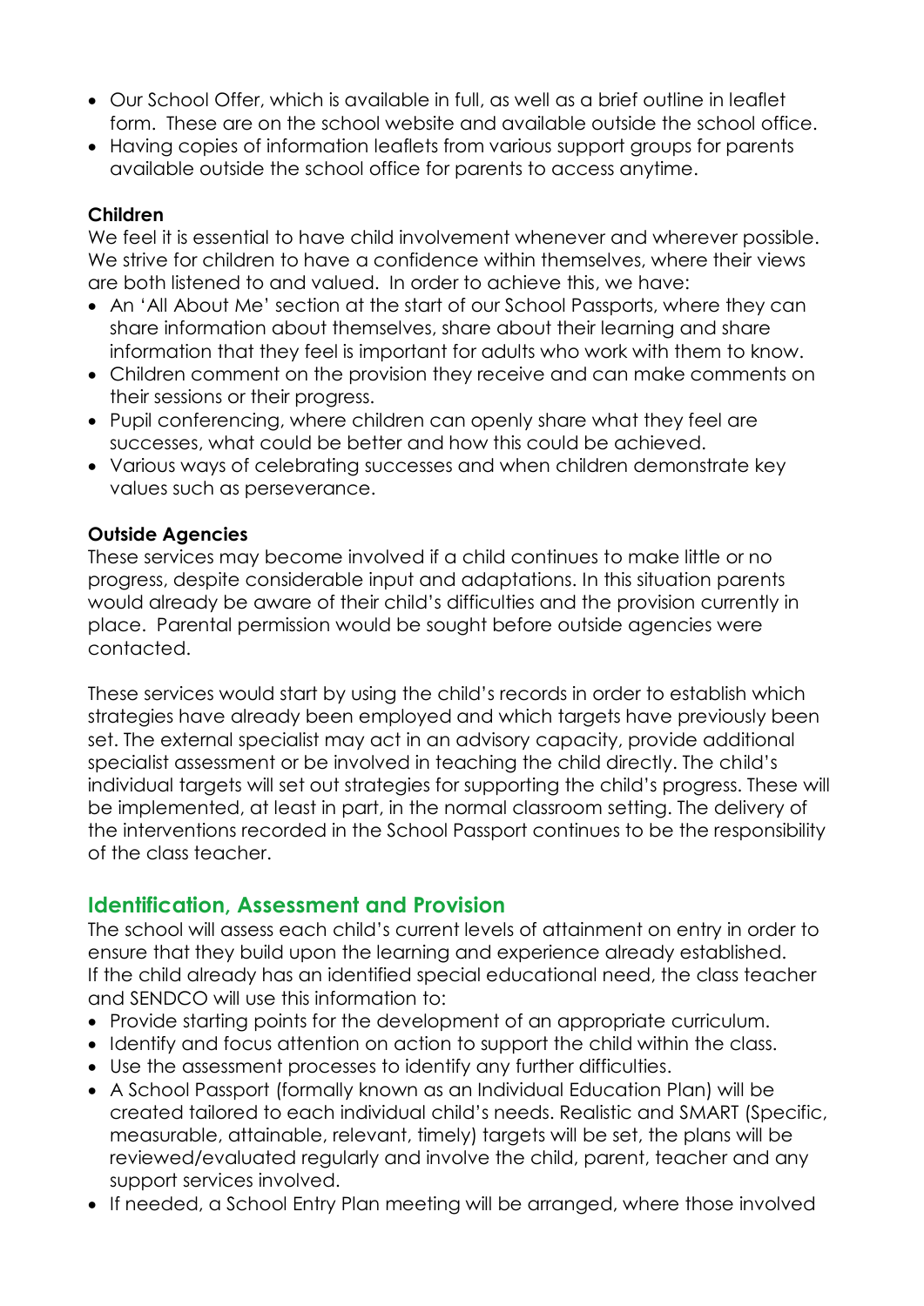- Our School Offer, which is available in full, as well as a brief outline in leaflet form. These are on the school website and available outside the school office.
- Having copies of information leaflets from various support groups for parents available outside the school office for parents to access anytime.

**Children**

We feel it is essential to have child involvement whenever and wherever possible. We strive for children to have a confidence within themselves, where their views are both listened to and valued. In order to achieve this, we have:

- An 'All About Me' section at the start of our School Passports, where they can share information about themselves, share about their learning and share information that they feel is important for adults who work with them to know.
- Children comment on the provision they receive and can make comments on their sessions or their progress.
- Pupil conferencing, where children can openly share what they feel are successes, what could be better and how this could be achieved.
- Various ways of celebrating successes and when children demonstrate key values such as perseverance.

**Outside Agencies**

These services may become involved if a child continues to make little or no progress, despite considerable input and adaptations. In this situation parents would already be aware of their child's difficulties and the provision currently in place. Parental permission would be sought before outside agencies were contacted.

These services would start by using the child's records in order to establish which strategies have already been employed and which targets have previously been set. The external specialist may act in an advisory capacity, provide additional specialist assessment or be involved in teaching the child directly. The child's individual targets will set out strategies for supporting the child's progress. These will be implemented, at least in part, in the normal classroom setting. The delivery of the interventions recorded in the School Passport continues to be the responsibility of the class teacher.

## Identification, Assessment and Provision

The school will assess each child's current levels of attainment on entry in order to ensure that they build upon the learning and experience already established. If the child already has an identified special educational need, the class teacher and SENDCO will use this information to:

- Provide starting points for the development of an appropriate curriculum.
- Identify and focus attention on action to support the child within the class.
- Use the assessment processes to identify any further difficulties.
- A School Passport (formally known as an Individual Education Plan) will be created tailored to each individual child's needs. Realistic and SMART (Specific, measurable, attainable, relevant, timely) targets will be set, the plans will be reviewed/evaluated regularly and involve the child, parent, teacher and any support services involved.
- If needed, a School Entry Plan meeting will be arranged, where those involved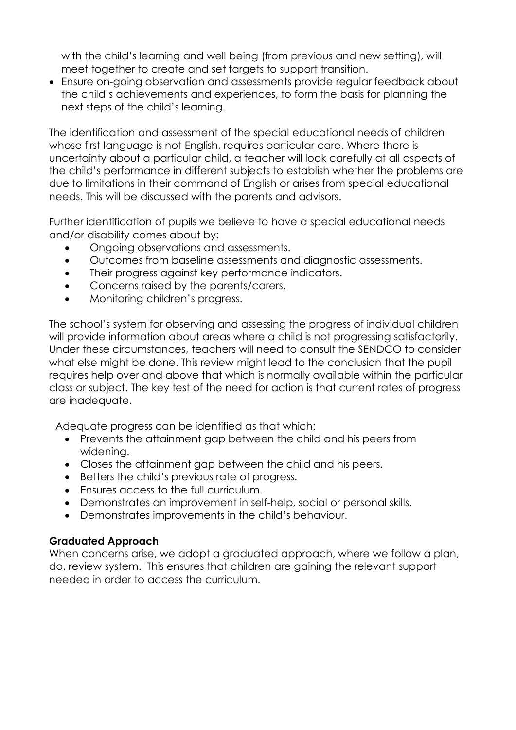with the child's learning and well being (from previous and new setting), will meet together to create and set targets to support transition.

- Ensure on-going observation and assessments provide regular feedback about the child's achievements and experiences, to form the basis for planning the next steps of the child's learning.

The identification and assessment of the special educational needs of children whose first language is not English, requires particular care. Where there is uncertainty about a particular child, a teacher will look carefully at all aspects of the child's performance in different subjects to establish whether the problems are due to limitations in their command of English or arises from special educational needs. This will be discussed with the parents and advisors.

Further identification of pupils we believe to have a special educational needs and/or disability comes about by:

- Ongoing observations and assessments.
- Outcomes from baseline assessments and diagnostic assessments.
- Their progress against key performance indicators.
- Concerns raised by the parents/carers.
- Monitoring children's progress.

The school's system for observing and assessing the progress of individual children will provide information about areas where a child is not progressing satisfactorily. Under these circumstances, teachers will need to consult the SENDCO to consider what else might be done. This review might lead to the conclusion that the pupil requires help over and above that which is normally available within the particular class or subject. The key test of the need for action is that current rates of progress are inadequate.

Adequate progress can be identified as that which:

- Prevents the attainment gap between the child and his peers from widening.
- Closes the attainment gap between the child and his peers.
- Betters the child's previous rate of progress.
- Ensures access to the full curriculum.
- Demonstrates an improvement in self-help, social or personal skills.
- Demonstrates improvements in the child's behaviour.

**Graduated Approach**

When concerns arise, we adopt a graduated approach, where we follow a plan, do, review system. This ensures that children are gaining the relevant support needed in order to access the curriculum.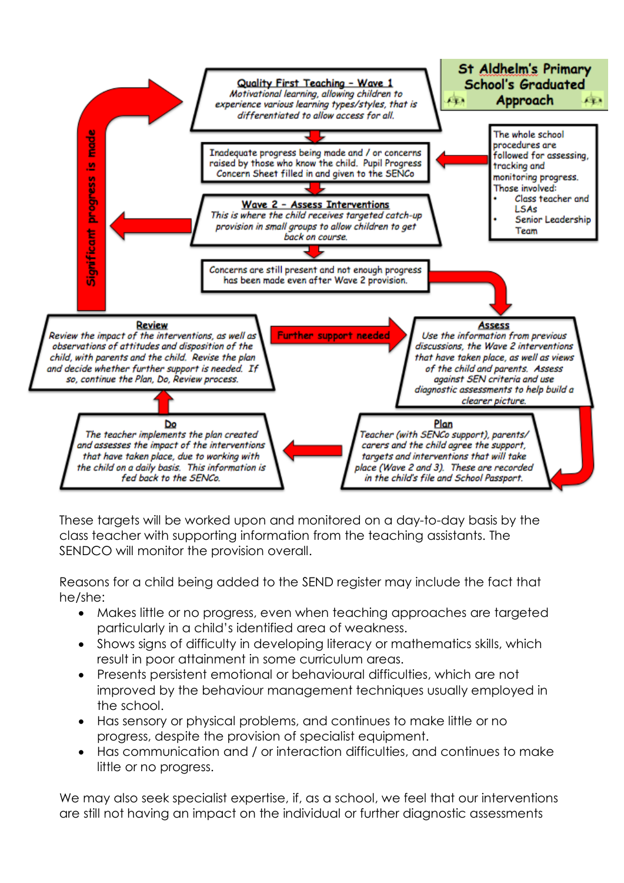**St Aldhelm's Primary School's Graduated Approach**

**Quality First Teaching – Wave 1**
*Motivational learning, allowing children to experience various learning types/styles, that is differentiated to allow access for all.*

Inadequate progress being made and / or concerns raised by those who know the child. Pupil Progress Concern Sheet filled in and given to the SENCo

The whole school procedures are followed for assessing, tracking and monitoring progress. Those involved:

- Class teacher and LSAs
- Senior Leadership Team

**Wave 2 – Assess Interventions**
*This is where the child receives targeted catch-up provision in small groups to allow children to get back on course.*

Significant progress is made

Concerns are still present and not enough progress has been made even after Wave 2 provision.

**Assess**
*Use the information from previous discussions, the Wave 2 interventions that have taken place, as well as views of the child and parents. Assess against SEN criteria and use diagnostic assessments to help build a clearer picture.*

**Plan**
*Teacher (with SENCo support), parents/ carers and the child agree the support, targets and interventions that will take place (Wave 2 and 3). These are recorded in the child's file and School Passport.*

**Do**
*The teacher implements the plan created and assesses the impact of the interventions that have taken place, due to working with the child on a daily basis. This information is fed back to the SENCo.*

**Review**
*Review the impact of the interventions, as well as observations of attitudes and disposition of the child, with parents and the child. Revise the plan and decide whether further support is needed. If so, continue the Plan, Do, Review process.*

Further support needed

These targets will be worked upon and monitored on a day-to-day basis by the class teacher with supporting information from the teaching assistants. The SENDCO will monitor the provision overall.

Reasons for a child being added to the SEND register may include the fact that he/she:

- Makes little or no progress, even when teaching approaches are targeted particularly in a child's identified area of weakness.
- Shows signs of difficulty in developing literacy or mathematics skills, which result in poor attainment in some curriculum areas.
- Presents persistent emotional or behavioural difficulties, which are not improved by the behaviour management techniques usually employed in the school.
- Has sensory or physical problems, and continues to make little or no progress, despite the provision of specialist equipment.
- Has communication and / or interaction difficulties, and continues to make little or no progress.

We may also seek specialist expertise, if, as a school, we feel that our interventions are still not having an impact on the individual or further diagnostic assessments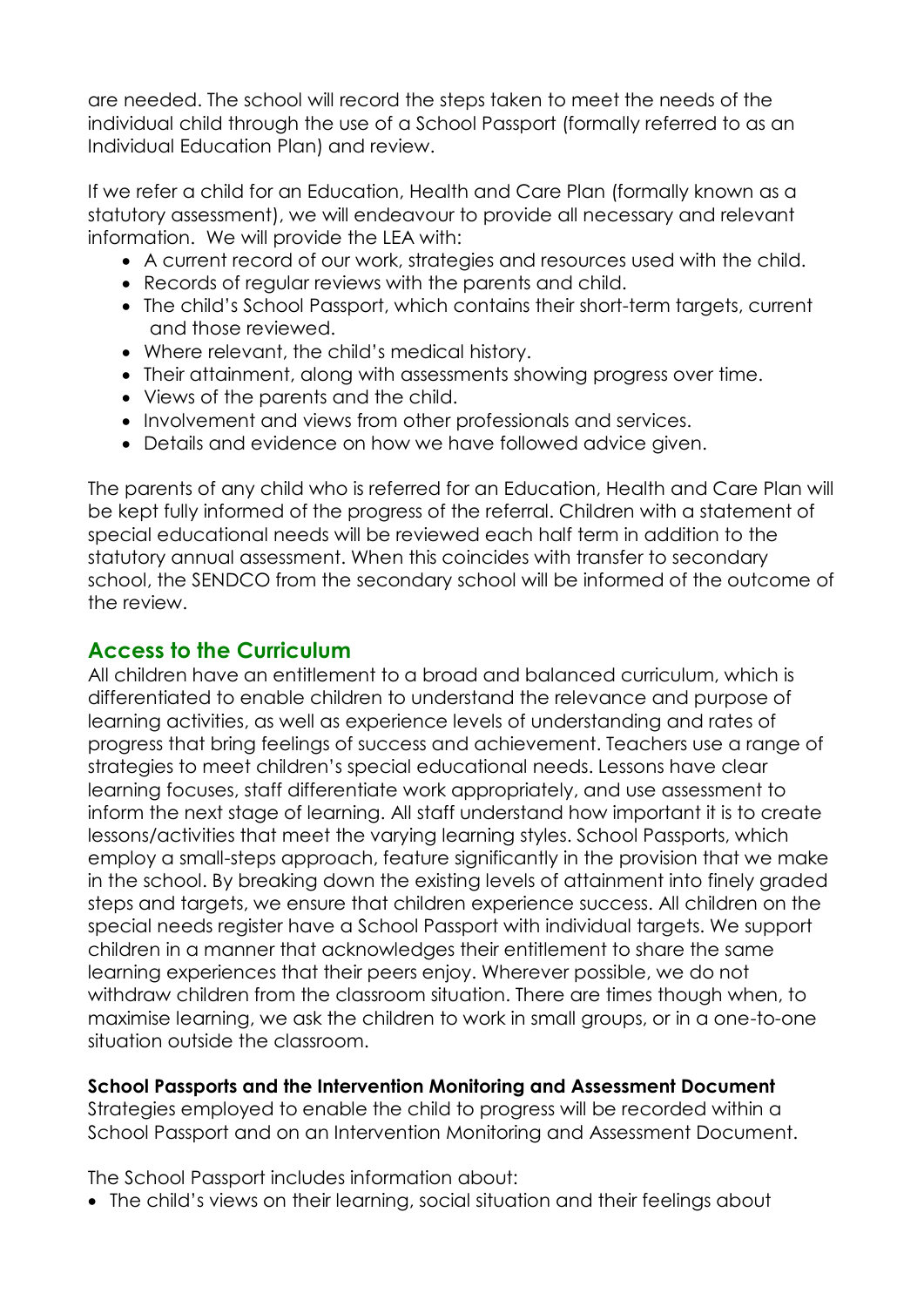are needed. The school will record the steps taken to meet the needs of the individual child through the use of a School Passport (formally referred to as an Individual Education Plan) and review.

If we refer a child for an Education, Health and Care Plan (formally known as a statutory assessment), we will endeavour to provide all necessary and relevant information. We will provide the LEA with:

- A current record of our work, strategies and resources used with the child.
- Records of regular reviews with the parents and child.
- The child's School Passport, which contains their short-term targets, current and those reviewed.
- Where relevant, the child's medical history.
- Their attainment, along with assessments showing progress over time.
- Views of the parents and the child.
- Involvement and views from other professionals and services.
- Details and evidence on how we have followed advice given.

The parents of any child who is referred for an Education, Health and Care Plan will be kept fully informed of the progress of the referral. Children with a statement of special educational needs will be reviewed each half term in addition to the statutory annual assessment. When this coincides with transfer to secondary school, the SENDCO from the secondary school will be informed of the outcome of the review.

## Access to the Curriculum

All children have an entitlement to a broad and balanced curriculum, which is differentiated to enable children to understand the relevance and purpose of learning activities, as well as experience levels of understanding and rates of progress that bring feelings of success and achievement. Teachers use a range of strategies to meet children's special educational needs. Lessons have clear learning focuses, staff differentiate work appropriately, and use assessment to inform the next stage of learning. All staff understand how important it is to create lessons/activities that meet the varying learning styles. School Passports, which employ a small-steps approach, feature significantly in the provision that we make in the school. By breaking down the existing levels of attainment into finely graded steps and targets, we ensure that children experience success. All children on the special needs register have a School Passport with individual targets. We support children in a manner that acknowledges their entitlement to share the same learning experiences that their peers enjoy. Wherever possible, we do not withdraw children from the classroom situation. There are times though when, to maximise learning, we ask the children to work in small groups, or in a one-to-one situation outside the classroom.

**School Passports and the Intervention Monitoring and Assessment Document**

Strategies employed to enable the child to progress will be recorded within a School Passport and on an Intervention Monitoring and Assessment Document.

The School Passport includes information about:

- The child's views on their learning, social situation and their feelings about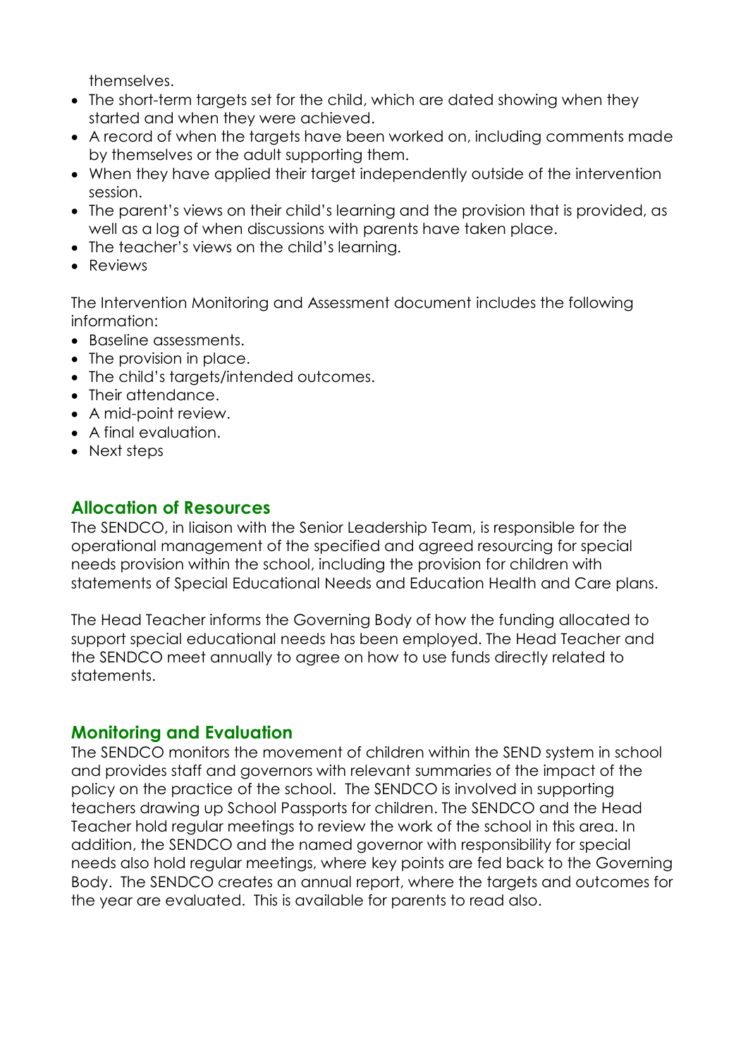themselves.

- The short-term targets set for the child, which are dated showing when they started and when they were achieved.
- A record of when the targets have been worked on, including comments made by themselves or the adult supporting them.
- When they have applied their target independently outside of the intervention session.
- The parent's views on their child's learning and the provision that is provided, as well as a log of when discussions with parents have taken place.
- The teacher's views on the child's learning.
- Reviews

The Intervention Monitoring and Assessment document includes the following information:

- Baseline assessments.
- The provision in place.
- The child's targets/intended outcomes.
- Their attendance.
- A mid-point review.
- A final evaluation.
- Next steps

## Allocation of Resources

The SENDCO, in liaison with the Senior Leadership Team, is responsible for the operational management of the specified and agreed resourcing for special needs provision within the school, including the provision for children with statements of Special Educational Needs and Education Health and Care plans.

The Head Teacher informs the Governing Body of how the funding allocated to support special educational needs has been employed. The Head Teacher and the SENDCO meet annually to agree on how to use funds directly related to statements.

## Monitoring and Evaluation

The SENDCO monitors the movement of children within the SEND system in school and provides staff and governors with relevant summaries of the impact of the policy on the practice of the school. The SENDCO is involved in supporting teachers drawing up School Passports for children. The SENDCO and the Head Teacher hold regular meetings to review the work of the school in this area. In addition, the SENDCO and the named governor with responsibility for special needs also hold regular meetings, where key points are fed back to the Governing Body. The SENDCO creates an annual report, where the targets and outcomes for the year are evaluated. This is available for parents to read also.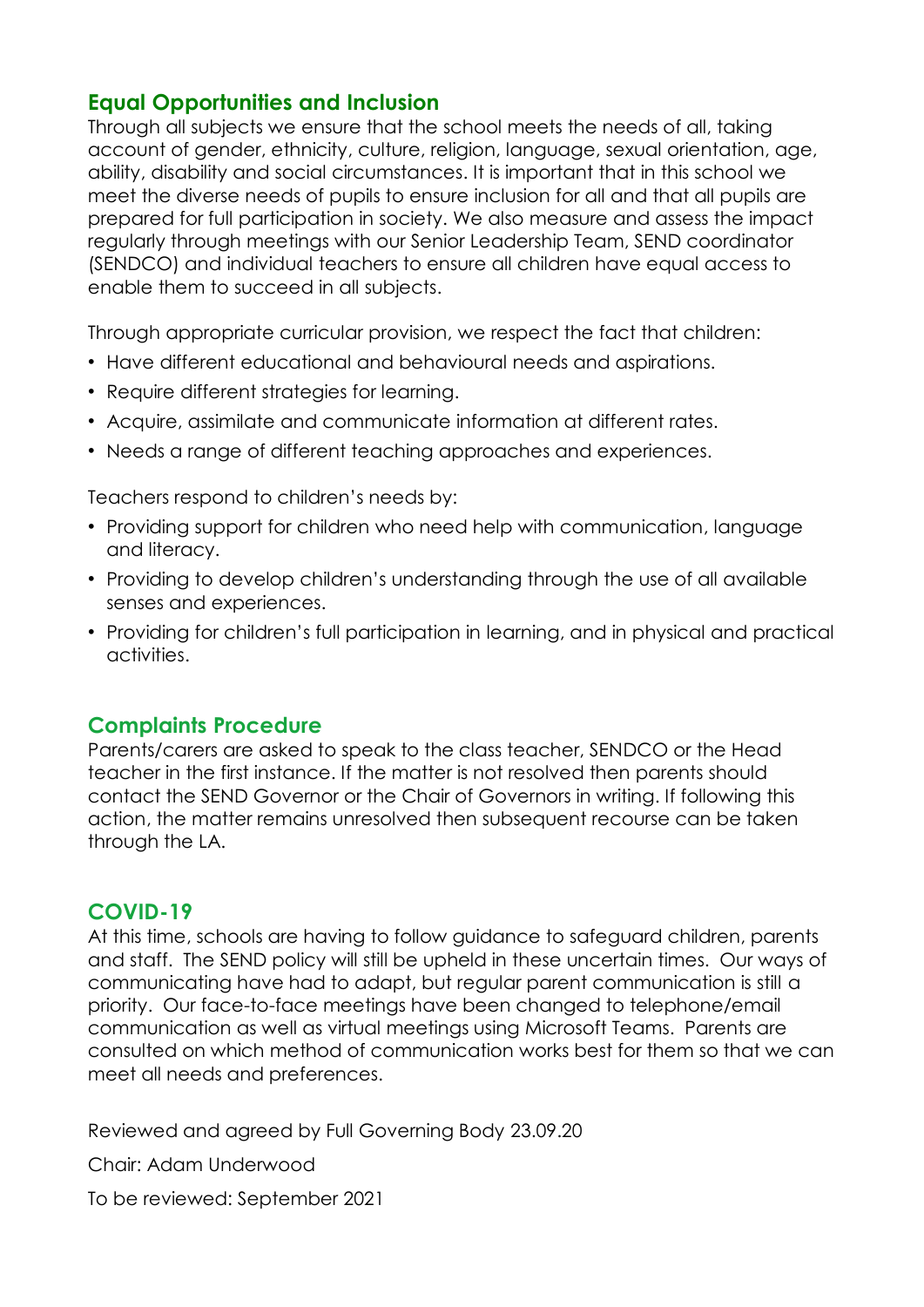## Equal Opportunities and Inclusion

Through all subjects we ensure that the school meets the needs of all, taking account of gender, ethnicity, culture, religion, language, sexual orientation, age, ability, disability and social circumstances. It is important that in this school we meet the diverse needs of pupils to ensure inclusion for all and that all pupils are prepared for full participation in society. We also measure and assess the impact regularly through meetings with our Senior Leadership Team, SEND coordinator (SENDCO) and individual teachers to ensure all children have equal access to enable them to succeed in all subjects.

Through appropriate curricular provision, we respect the fact that children:

- Have different educational and behavioural needs and aspirations.
- Require different strategies for learning.
- Acquire, assimilate and communicate information at different rates.
- Needs a range of different teaching approaches and experiences.

Teachers respond to children's needs by:

- Providing support for children who need help with communication, language and literacy.
- Providing to develop children's understanding through the use of all available senses and experiences.
- Providing for children's full participation in learning, and in physical and practical activities.

## Complaints Procedure

Parents/carers are asked to speak to the class teacher, SENDCO or the Head teacher in the first instance. If the matter is not resolved then parents should contact the SEND Governor or the Chair of Governors in writing. If following this action, the matter remains unresolved then subsequent recourse can be taken through the LA.

## COVID-19

At this time, schools are having to follow guidance to safeguard children, parents and staff. The SEND policy will still be upheld in these uncertain times. Our ways of communicating have had to adapt, but regular parent communication is still a priority. Our face-to-face meetings have been changed to telephone/email communication as well as virtual meetings using Microsoft Teams. Parents are consulted on which method of communication works best for them so that we can meet all needs and preferences.

Reviewed and agreed by Full Governing Body 23.09.20

Chair: Adam Underwood

To be reviewed: September 2021